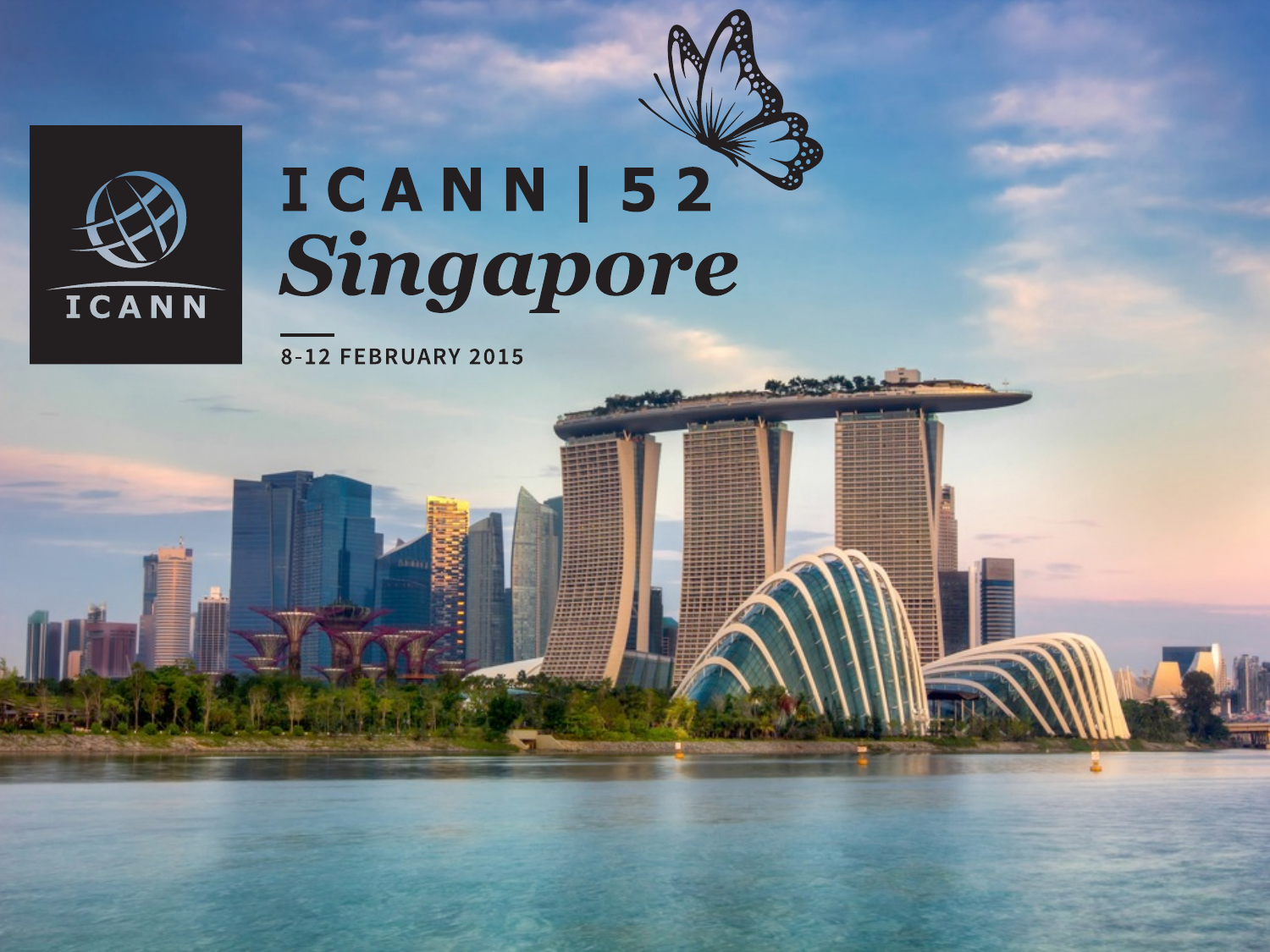ICANN

# ICANN | 52

## *Singapore*

8-12 FEBRUARY 2015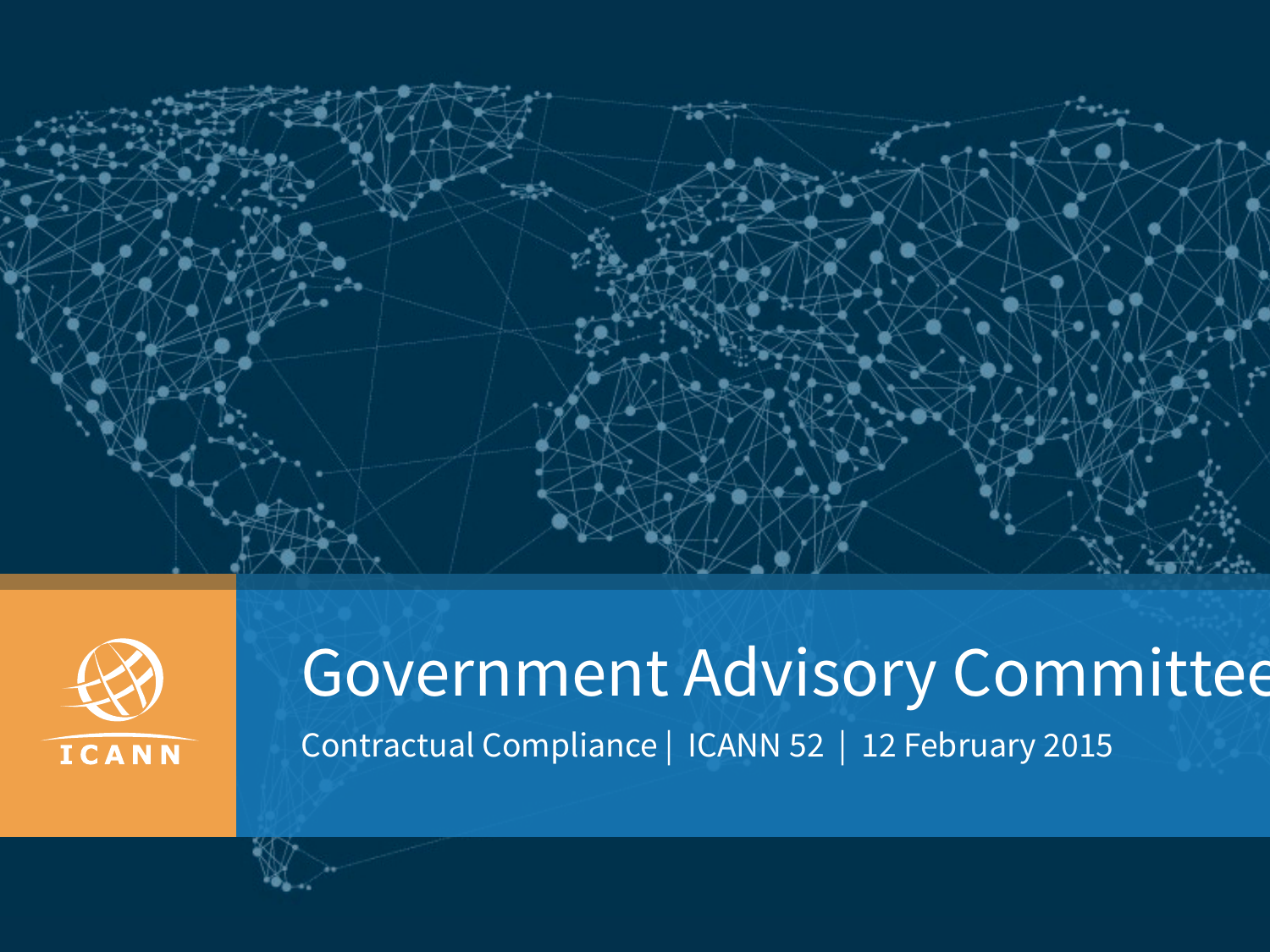# Government Advisory Committee

Contractual Compliance | ICANN 52 | 12 February 2015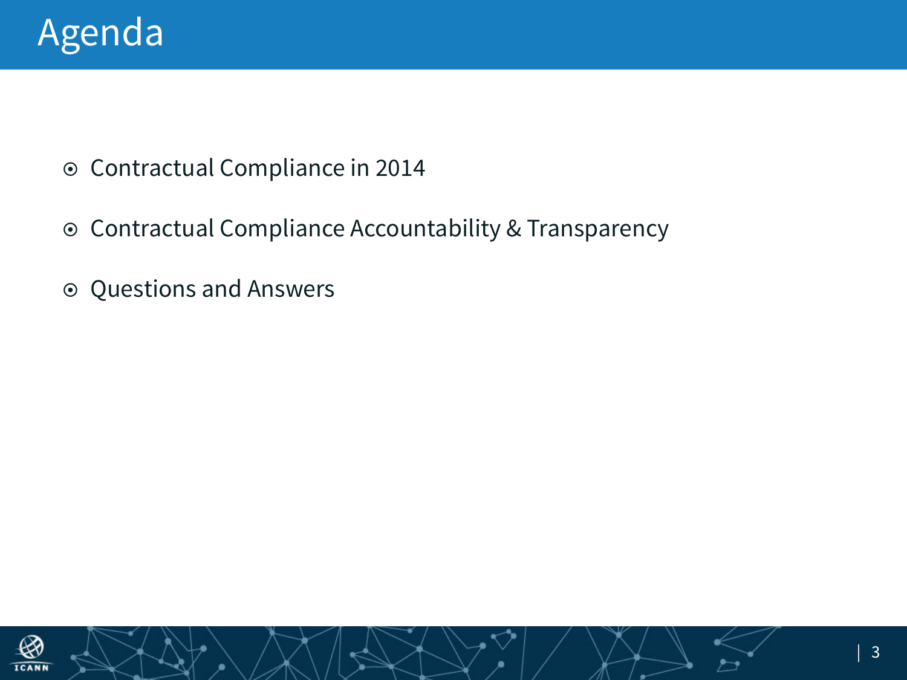# Agenda

- Contractual Compliance in 2014
- Contractual Compliance Accountability & Transparency
- Questions and Answers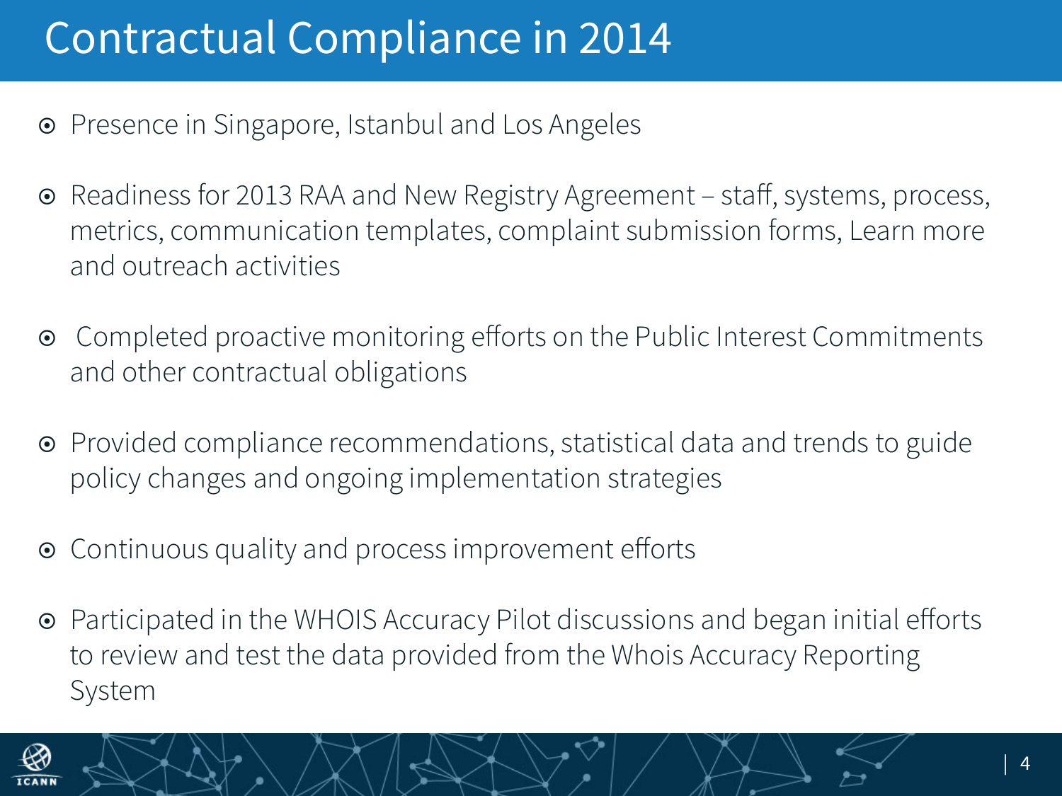# Contractual Compliance in 2014

- Presence in Singapore, Istanbul and Los Angeles
- Readiness for 2013 RAA and New Registry Agreement – staff, systems, process, metrics, communication templates, complaint submission forms, Learn more and outreach activities
- Completed proactive monitoring efforts on the Public Interest Commitments and other contractual obligations
- Provided compliance recommendations, statistical data and trends to guide policy changes and ongoing implementation strategies
- Continuous quality and process improvement efforts
- Participated in the WHOIS Accuracy Pilot discussions and began initial efforts to review and test the data provided from the Whois Accuracy Reporting System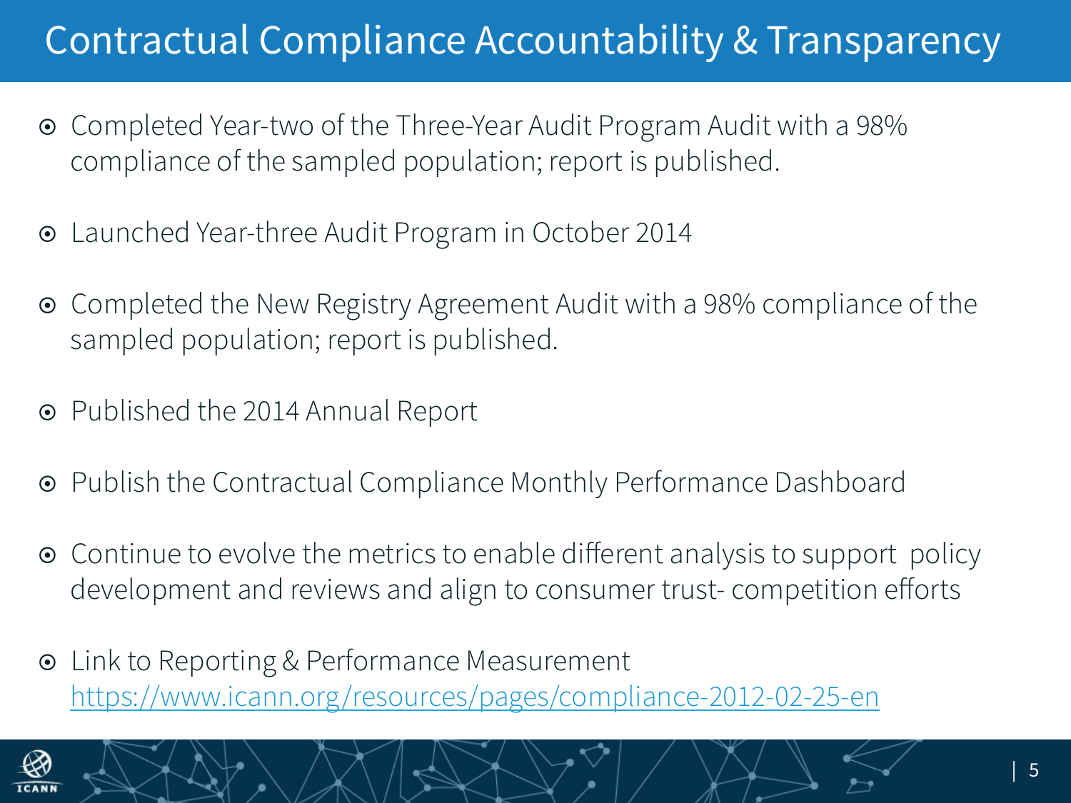# Contractual Compliance Accountability & Transparency

- Completed Year-two of the Three-Year Audit Program Audit with a 98% compliance of the sampled population; report is published.
- Launched Year-three Audit Program in October 2014
- Completed the New Registry Agreement Audit with a 98% compliance of the sampled population; report is published.
- Published the 2014 Annual Report
- Publish the Contractual Compliance Monthly Performance Dashboard
- Continue to evolve the metrics to enable different analysis to support policy development and reviews and align to consumer trust- competition efforts
- Link to Reporting & Performance Measurement https://www.icann.org/resources/pages/compliance-2012-02-25-en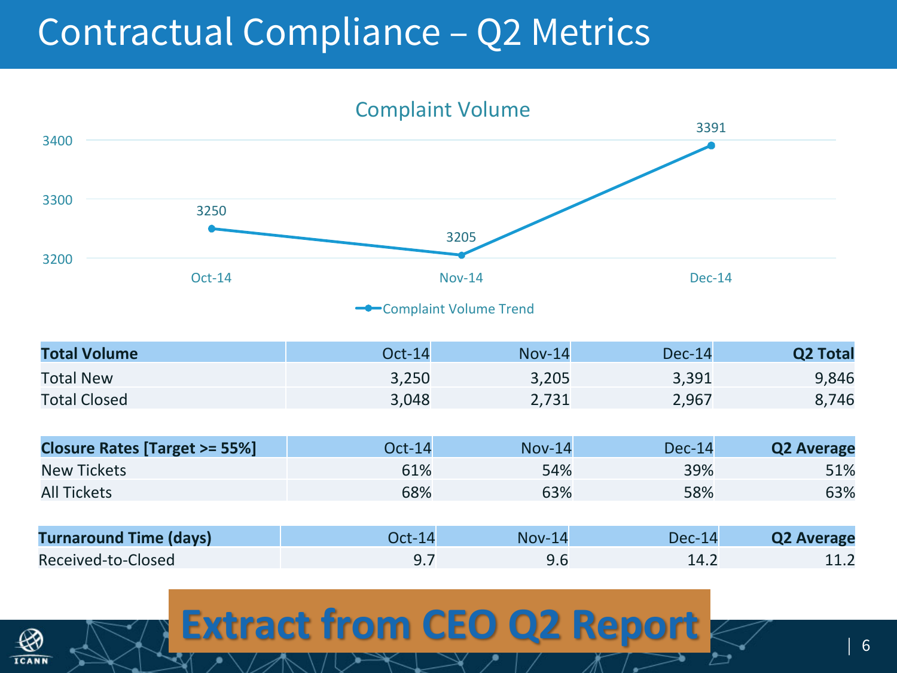# Contractual Compliance – Q2 Metrics

## Complaint Volume

| | Oct-14 | Nov-14 | Dec-14 |
|---|---|---|---|
| Complaint Volume Trend | 3250 | 3205 | 3391 |

| Total Volume | Oct-14 | Nov-14 | Dec-14 | Q2 Total |
|---|---|---|---|---|
| Total New | 3,250 | 3,205 | 3,391 | 9,846 |
| Total Closed | 3,048 | 2,731 | 2,967 | 8,746 |

| Closure Rates [Target >= 55%] | Oct-14 | Nov-14 | Dec-14 | Q2 Average |
|---|---|---|---|---|
| New Tickets | 61% | 54% | 39% | 51% |
| All Tickets | 68% | 63% | 58% | 63% |

| Turnaround Time (days) | Oct-14 | Nov-14 | Dec-14 | Q2 Average |
|---|---|---|---|---|
| Received-to-Closed | 9.7 | 9.6 | 14.2 | 11.2 |

**Extract from CEO Q2 Report**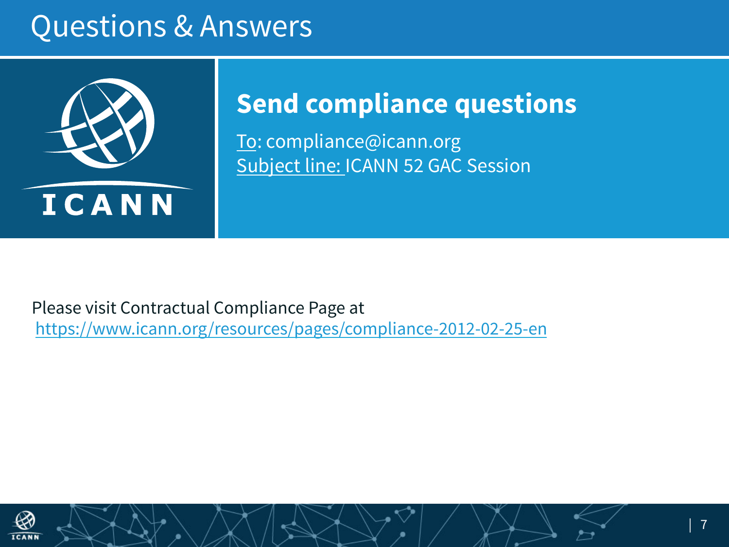# Questions & Answers

## Send compliance questions

To: compliance@icann.org
Subject line: ICANN 52 GAC Session

Please visit Contractual Compliance Page at
https://www.icann.org/resources/pages/compliance-2012-02-25-en